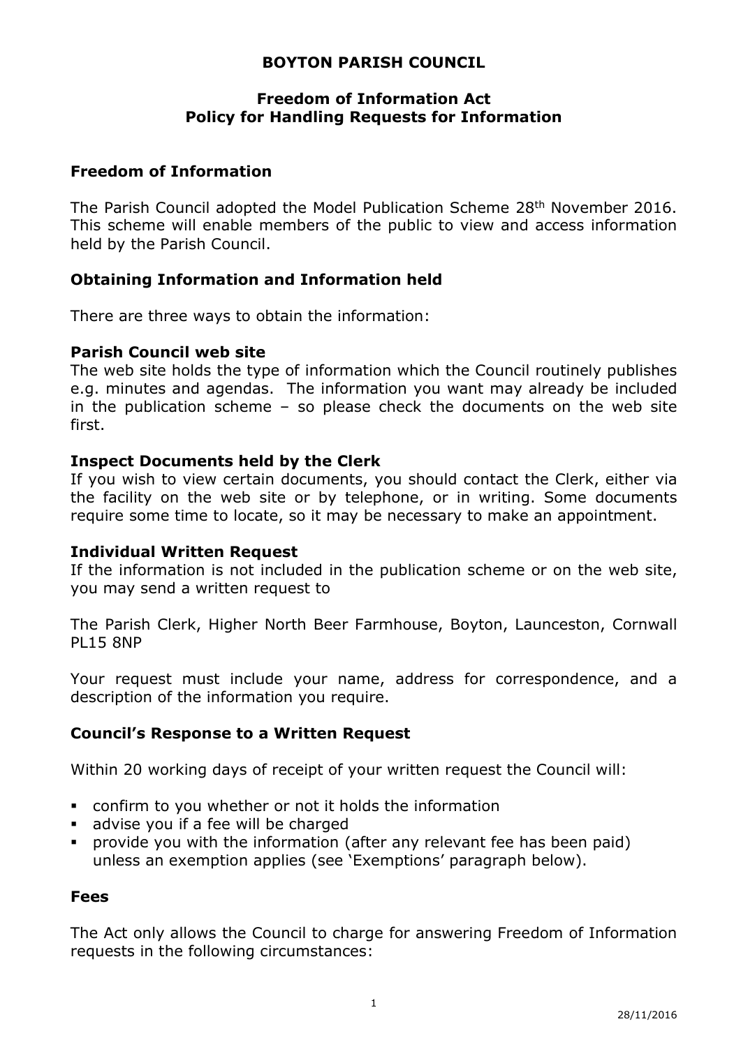# BOYTON PARISH COUNCIL

## Freedom of Information Act
## Policy for Handling Requests for Information

### Freedom of Information

The Parish Council adopted the Model Publication Scheme 28th November 2016. This scheme will enable members of the public to view and access information held by the Parish Council.

### Obtaining Information and Information held

There are three ways to obtain the information:

**Parish Council web site**
The web site holds the type of information which the Council routinely publishes e.g. minutes and agendas. The information you want may already be included in the publication scheme – so please check the documents on the web site first.

**Inspect Documents held by the Clerk**
If you wish to view certain documents, you should contact the Clerk, either via the facility on the web site or by telephone, or in writing. Some documents require some time to locate, so it may be necessary to make an appointment.

**Individual Written Request**
If the information is not included in the publication scheme or on the web site, you may send a written request to

The Parish Clerk, Higher North Beer Farmhouse, Boyton, Launceston, Cornwall PL15 8NP

Your request must include your name, address for correspondence, and a description of the information you require.

### Council's Response to a Written Request

Within 20 working days of receipt of your written request the Council will:

- confirm to you whether or not it holds the information
- advise you if a fee will be charged
- provide you with the information (after any relevant fee has been paid) unless an exemption applies (see 'Exemptions' paragraph below).

### Fees

The Act only allows the Council to charge for answering Freedom of Information requests in the following circumstances: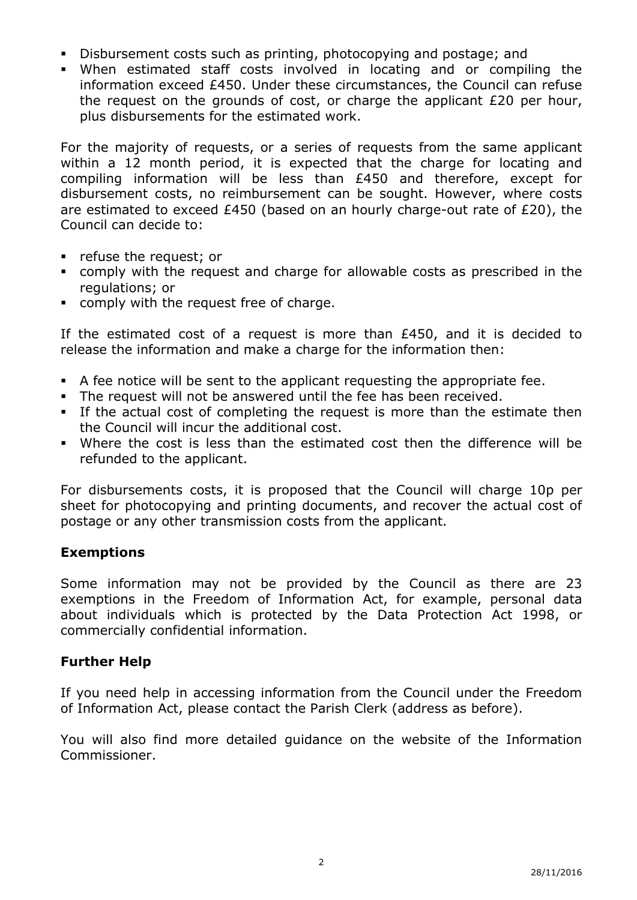- Disbursement costs such as printing, photocopying and postage; and
- When estimated staff costs involved in locating and or compiling the information exceed £450. Under these circumstances, the Council can refuse the request on the grounds of cost, or charge the applicant £20 per hour, plus disbursements for the estimated work.

For the majority of requests, or a series of requests from the same applicant within a 12 month period, it is expected that the charge for locating and compiling information will be less than £450 and therefore, except for disbursement costs, no reimbursement can be sought. However, where costs are estimated to exceed £450 (based on an hourly charge-out rate of £20), the Council can decide to:

- refuse the request; or
- comply with the request and charge for allowable costs as prescribed in the regulations; or
- comply with the request free of charge.

If the estimated cost of a request is more than £450, and it is decided to release the information and make a charge for the information then:

- A fee notice will be sent to the applicant requesting the appropriate fee.
- The request will not be answered until the fee has been received.
- If the actual cost of completing the request is more than the estimate then the Council will incur the additional cost.
- Where the cost is less than the estimated cost then the difference will be refunded to the applicant.

For disbursements costs, it is proposed that the Council will charge 10p per sheet for photocopying and printing documents, and recover the actual cost of postage or any other transmission costs from the applicant.

## Exemptions

Some information may not be provided by the Council as there are 23 exemptions in the Freedom of Information Act, for example, personal data about individuals which is protected by the Data Protection Act 1998, or commercially confidential information.

## Further Help

If you need help in accessing information from the Council under the Freedom of Information Act, please contact the Parish Clerk (address as before).

You will also find more detailed guidance on the website of the Information Commissioner.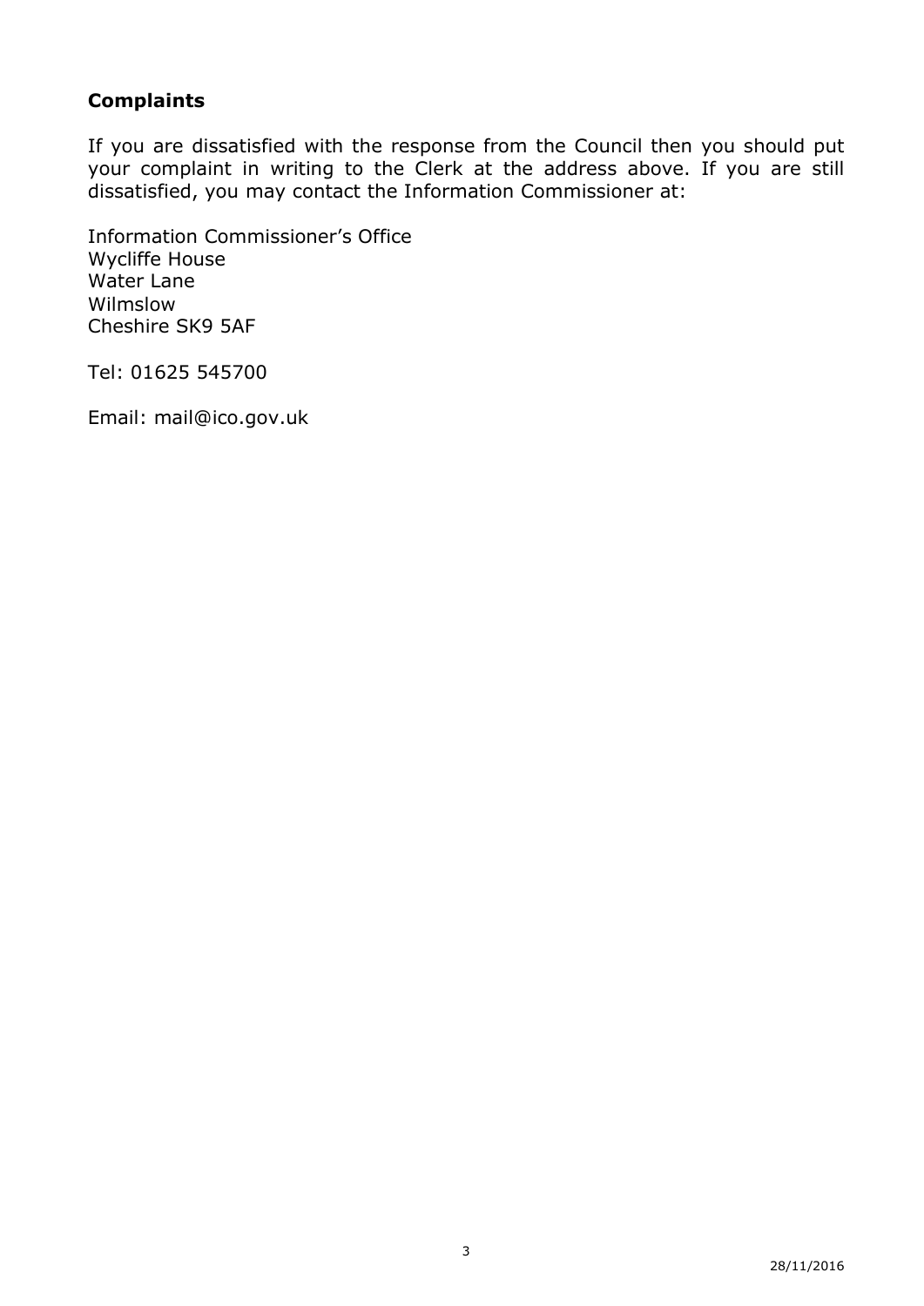**Complaints**

If you are dissatisfied with the response from the Council then you should put your complaint in writing to the Clerk at the address above. If you are still dissatisfied, you may contact the Information Commissioner at:

Information Commissioner's Office
Wycliffe House
Water Lane
Wilmslow
Cheshire SK9 5AF

Tel: 01625 545700

Email: mail@ico.gov.uk